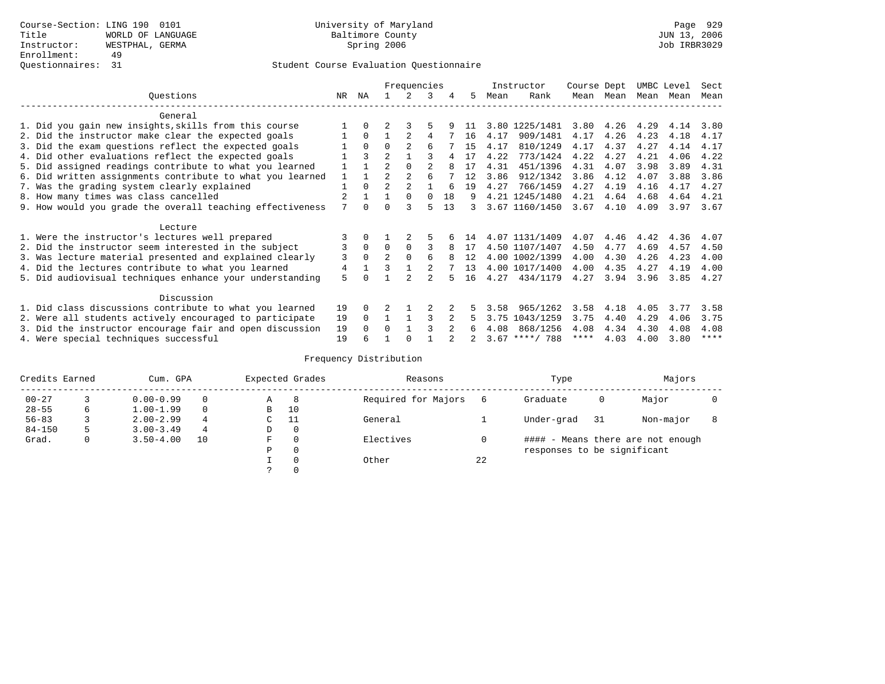Course-Section: LING 190 0101
Title: WORLD OF LANGUAGE
Instructor: WESTPHAL, GERMA
Enrollment: 49
Questionnaires: 31

University of Maryland
Baltimore County
Spring 2006

JUN 13, 2006
Job IRBR3029

## Student Course Evaluation Questionnaire

| Questions | NR | NA | 1 | 2 | 3 | 4 | 5 | Instructor Mean | Instructor Rank | Course Mean | Dept Mean | UMBC Level Mean | Level Mean | Sect Mean |
|---|---|---|---|---|---|---|---|---|---|---|---|---|---|---|
| **General** | | | | | | | | | | | | | | |
| 1. Did you gain new insights,skills from this course | 1 | 0 | 2 | 3 | 5 | 9 | 11 | 3.80 | 1225/1481 | 3.80 | 4.26 | 4.29 | 4.14 | 3.80 |
| 2. Did the instructor make clear the expected goals | 1 | 0 | 1 | 2 | 4 | 7 | 16 | 4.17 | 909/1481 | 4.17 | 4.26 | 4.23 | 4.18 | 4.17 |
| 3. Did the exam questions reflect the expected goals | 1 | 0 | 0 | 2 | 6 | 7 | 15 | 4.17 | 810/1249 | 4.17 | 4.37 | 4.27 | 4.14 | 4.17 |
| 4. Did other evaluations reflect the expected goals | 1 | 3 | 2 | 1 | 3 | 4 | 17 | 4.22 | 773/1424 | 4.22 | 4.27 | 4.21 | 4.06 | 4.22 |
| 5. Did assigned readings contribute to what you learned | 1 | 1 | 2 | 0 | 2 | 8 | 17 | 4.31 | 451/1396 | 4.31 | 4.07 | 3.98 | 3.89 | 4.31 |
| 6. Did written assignments contribute to what you learned | 1 | 1 | 2 | 2 | 6 | 7 | 12 | 3.86 | 912/1342 | 3.86 | 4.12 | 4.07 | 3.88 | 3.86 |
| 7. Was the grading system clearly explained | 1 | 0 | 2 | 2 | 1 | 6 | 19 | 4.27 | 766/1459 | 4.27 | 4.19 | 4.16 | 4.17 | 4.27 |
| 8. How many times was class cancelled | 2 | 1 | 1 | 0 | 0 | 18 | 9 | 4.21 | 1245/1480 | 4.21 | 4.64 | 4.68 | 4.64 | 4.21 |
| 9. How would you grade the overall teaching effectiveness | 7 | 0 | 0 | 3 | 5 | 13 | 3 | 3.67 | 1160/1450 | 3.67 | 4.10 | 4.09 | 3.97 | 3.67 |
| **Lecture** | | | | | | | | | | | | | | |
| 1. Were the instructor's lectures well prepared | 3 | 0 | 1 | 2 | 5 | 6 | 14 | 4.07 | 1131/1409 | 4.07 | 4.46 | 4.42 | 4.36 | 4.07 |
| 2. Did the instructor seem interested in the subject | 3 | 0 | 0 | 0 | 3 | 8 | 17 | 4.50 | 1107/1407 | 4.50 | 4.77 | 4.69 | 4.57 | 4.50 |
| 3. Was lecture material presented and explained clearly | 3 | 0 | 2 | 0 | 6 | 8 | 12 | 4.00 | 1002/1399 | 4.00 | 4.30 | 4.26 | 4.23 | 4.00 |
| 4. Did the lectures contribute to what you learned | 4 | 1 | 3 | 1 | 2 | 7 | 13 | 4.00 | 1017/1400 | 4.00 | 4.35 | 4.27 | 4.19 | 4.00 |
| 5. Did audiovisual techniques enhance your understanding | 5 | 0 | 1 | 2 | 2 | 5 | 16 | 4.27 | 434/1179 | 4.27 | 3.94 | 3.96 | 3.85 | 4.27 |
| **Discussion** | | | | | | | | | | | | | | |
| 1. Did class discussions contribute to what you learned | 19 | 0 | 2 | 1 | 2 | 2 | 5 | 3.58 | 965/1262 | 3.58 | 4.18 | 4.05 | 3.77 | 3.58 |
| 2. Were all students actively encouraged to participate | 19 | 0 | 1 | 1 | 3 | 2 | 5 | 3.75 | 1043/1259 | 3.75 | 4.40 | 4.29 | 4.06 | 3.75 |
| 3. Did the instructor encourage fair and open discussion | 19 | 0 | 0 | 1 | 3 | 2 | 6 | 4.08 | 868/1256 | 4.08 | 4.34 | 4.30 | 4.08 | 4.08 |
| 4. Were special techniques successful | 19 | 6 | 1 | 0 | 1 | 2 | 2 | 3.67 | ****/ 788 | **** | 4.03 | 4.00 | 3.80 | **** |

## Frequency Distribution

| Credits Earned | | Cum. GPA | | Expected Grades | | Reasons | | Type | | Majors | |
|---|---|---|---|---|---|---|---|---|---|---|---|
| 00-27 | 3 | 0.00-0.99 | 0 | A | 8 | Required for Majors | 6 | Graduate | 0 | Major | 0 |
| 28-55 | 6 | 1.00-1.99 | 0 | B | 10 | | | | | | |
| 56-83 | 3 | 2.00-2.99 | 4 | C | 11 | General | 1 | Under-grad | 31 | Non-major | 8 |
| 84-150 | 5 | 3.00-3.49 | 4 | D | 0 | | | | | | |
| Grad. | 0 | 3.50-4.00 | 10 | F | 0 | Electives | 0 | #### - Means there are not enough responses to be significant | | | |
| | | | | P | 0 | | | | | | |
| | | | | I | 0 | Other | 22 | | | | |
| | | | | ? | 0 | | | | | | |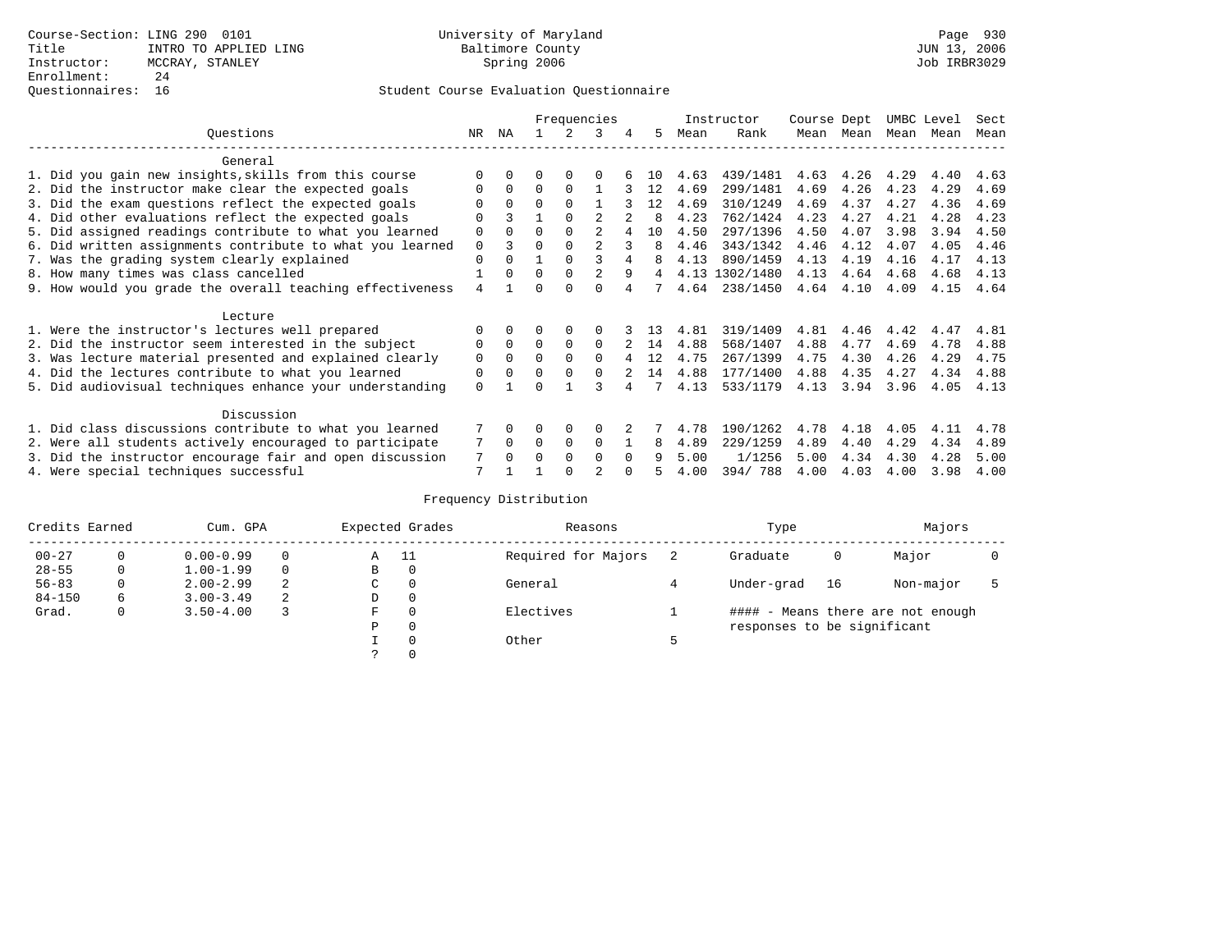Course-Section: LING 290 0101
Title: INTRO TO APPLIED LING
Instructor: MCCRAY, STANLEY
Enrollment: 24
Questionnaires: 16

University of Maryland
Baltimore County
Spring 2006

JUN 13, 2006
Job IRBR3029

## Student Course Evaluation Questionnaire

| Questions | NR | NA | 1 | 2 | 3 | 4 | 5 | Instructor Mean | Instructor Rank | Course Mean | Dept Mean | UMBC Mean | Level Mean | Sect Mean |
|---|---|---|---|---|---|---|---|---|---|---|---|---|---|---|
| **General** | | | | | | | | | | | | | | |
| 1. Did you gain new insights,skills from this course | 0 | 0 | 0 | 0 | 0 | 6 | 10 | 4.63 | 439/1481 | 4.63 | 4.26 | 4.29 | 4.40 | 4.63 |
| 2. Did the instructor make clear the expected goals | 0 | 0 | 0 | 0 | 1 | 3 | 12 | 4.69 | 299/1481 | 4.69 | 4.26 | 4.23 | 4.29 | 4.69 |
| 3. Did the exam questions reflect the expected goals | 0 | 0 | 0 | 0 | 1 | 3 | 12 | 4.69 | 310/1249 | 4.69 | 4.37 | 4.27 | 4.36 | 4.69 |
| 4. Did other evaluations reflect the expected goals | 0 | 3 | 1 | 0 | 2 | 2 | 8 | 4.23 | 762/1424 | 4.23 | 4.27 | 4.21 | 4.28 | 4.23 |
| 5. Did assigned readings contribute to what you learned | 0 | 0 | 0 | 0 | 2 | 4 | 10 | 4.50 | 297/1396 | 4.50 | 4.07 | 3.98 | 3.94 | 4.50 |
| 6. Did written assignments contribute to what you learned | 0 | 3 | 0 | 0 | 2 | 3 | 8 | 4.46 | 343/1342 | 4.46 | 4.12 | 4.07 | 4.05 | 4.46 |
| 7. Was the grading system clearly explained | 0 | 0 | 1 | 0 | 3 | 4 | 8 | 4.13 | 890/1459 | 4.13 | 4.19 | 4.16 | 4.17 | 4.13 |
| 8. How many times was class cancelled | 1 | 0 | 0 | 0 | 2 | 9 | 4 | 4.13 | 1302/1480 | 4.13 | 4.64 | 4.68 | 4.68 | 4.13 |
| 9. How would you grade the overall teaching effectiveness | 4 | 1 | 0 | 0 | 0 | 4 | 7 | 4.64 | 238/1450 | 4.64 | 4.10 | 4.09 | 4.15 | 4.64 |
| **Lecture** | | | | | | | | | | | | | | |
| 1. Were the instructor's lectures well prepared | 0 | 0 | 0 | 0 | 0 | 3 | 13 | 4.81 | 319/1409 | 4.81 | 4.46 | 4.42 | 4.47 | 4.81 |
| 2. Did the instructor seem interested in the subject | 0 | 0 | 0 | 0 | 0 | 2 | 14 | 4.88 | 568/1407 | 4.88 | 4.77 | 4.69 | 4.78 | 4.88 |
| 3. Was lecture material presented and explained clearly | 0 | 0 | 0 | 0 | 0 | 4 | 12 | 4.75 | 267/1399 | 4.75 | 4.30 | 4.26 | 4.29 | 4.75 |
| 4. Did the lectures contribute to what you learned | 0 | 0 | 0 | 0 | 0 | 2 | 14 | 4.88 | 177/1400 | 4.88 | 4.35 | 4.27 | 4.34 | 4.88 |
| 5. Did audiovisual techniques enhance your understanding | 0 | 1 | 0 | 1 | 3 | 4 | 7 | 4.13 | 533/1179 | 4.13 | 3.94 | 3.96 | 4.05 | 4.13 |
| **Discussion** | | | | | | | | | | | | | | |
| 1. Did class discussions contribute to what you learned | 7 | 0 | 0 | 0 | 0 | 2 | 7 | 4.78 | 190/1262 | 4.78 | 4.18 | 4.05 | 4.11 | 4.78 |
| 2. Were all students actively encouraged to participate | 7 | 0 | 0 | 0 | 0 | 1 | 8 | 4.89 | 229/1259 | 4.89 | 4.40 | 4.29 | 4.34 | 4.89 |
| 3. Did the instructor encourage fair and open discussion | 7 | 0 | 0 | 0 | 0 | 0 | 9 | 5.00 | 1/1256 | 5.00 | 4.34 | 4.30 | 4.28 | 5.00 |
| 4. Were special techniques successful | 7 | 1 | 1 | 0 | 2 | 0 | 5 | 4.00 | 394/ 788 | 4.00 | 4.03 | 4.00 | 3.98 | 4.00 |

## Frequency Distribution

| Credits Earned | | Cum. GPA | | Expected Grades | | Reasons | | Type | | Majors | |
|---|---|---|---|---|---|---|---|---|---|---|---|
| 00-27 | 0 | 0.00-0.99 | 0 | A | 11 | Required for Majors | 2 | Graduate | 0 | Major | 0 |
| 28-55 | 0 | 1.00-1.99 | 0 | B | 0 | | | | | | |
| 56-83 | 0 | 2.00-2.99 | 2 | C | 0 | General | 4 | Under-grad | 16 | Non-major | 5 |
| 84-150 | 6 | 3.00-3.49 | 2 | D | 0 | | | | | | |
| Grad. | 0 | 3.50-4.00 | 3 | F | 0 | Electives | 1 | #### - Means there are not enough responses to be significant | | | |
| | | | | P | 0 | | | | | | |
| | | | | I | 0 | Other | 5 | | | | |
| | | | | ? | 0 | | | | | | |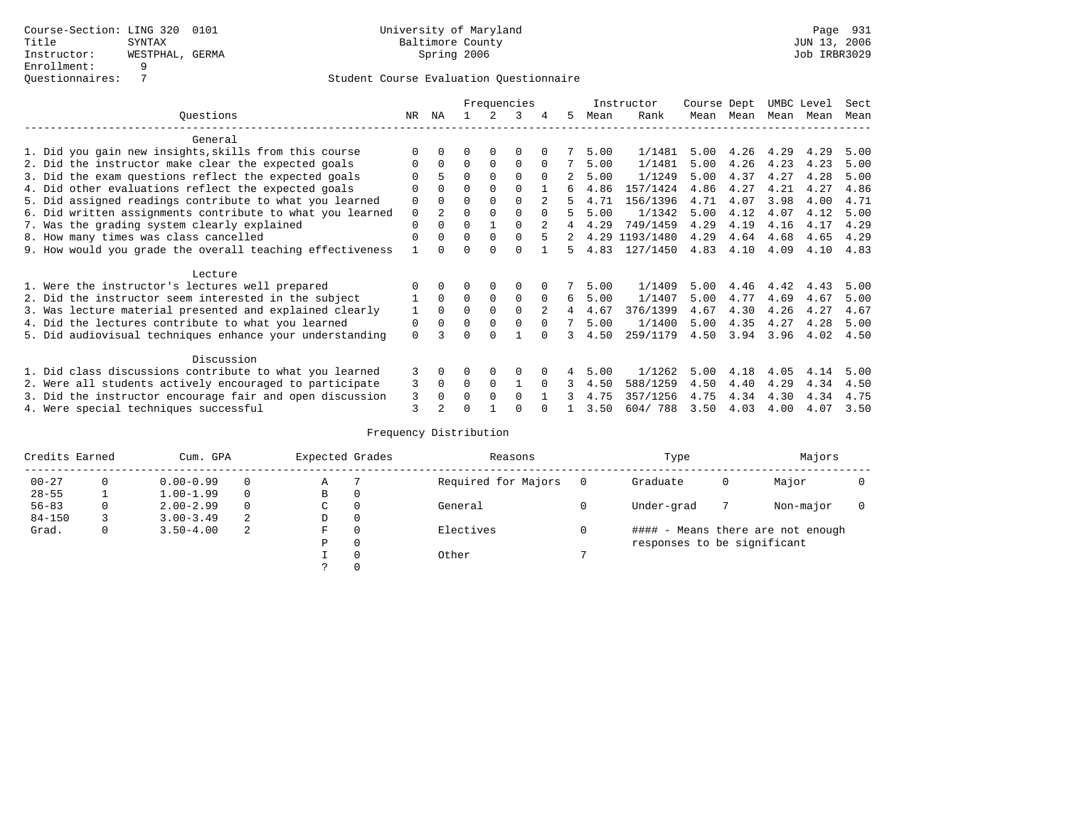Course-Section: LING 320 0101
Title: SYNTAX
Instructor: WESTPHAL, GERMA
Enrollment: 9
Questionnaires: 7

University of Maryland
Baltimore County
Spring 2006

JUN 13, 2006
Job IRBR3029

## Student Course Evaluation Questionnaire

| Questions | NR | NA | 1 | 2 | 3 | 4 | 5 | Instructor Mean | Rank | Course Mean | Dept Mean | UMBC Mean | Level Mean | Sect Mean |
|---|---|---|---|---|---|---|---|---|---|---|---|---|---|---|
| **General** | | | | | | | | | | | | | | |
| 1. Did you gain new insights,skills from this course | 0 | 0 | 0 | 0 | 0 | 0 | 7 | 5.00 | 1/1481 | 5.00 | 4.26 | 4.29 | 4.29 | 5.00 |
| 2. Did the instructor make clear the expected goals | 0 | 0 | 0 | 0 | 0 | 0 | 7 | 5.00 | 1/1481 | 5.00 | 4.26 | 4.23 | 4.23 | 5.00 |
| 3. Did the exam questions reflect the expected goals | 0 | 5 | 0 | 0 | 0 | 0 | 2 | 5.00 | 1/1249 | 5.00 | 4.37 | 4.27 | 4.28 | 5.00 |
| 4. Did other evaluations reflect the expected goals | 0 | 0 | 0 | 0 | 0 | 1 | 6 | 4.86 | 157/1424 | 4.86 | 4.27 | 4.21 | 4.27 | 4.86 |
| 5. Did assigned readings contribute to what you learned | 0 | 0 | 0 | 0 | 0 | 2 | 5 | 4.71 | 156/1396 | 4.71 | 4.07 | 3.98 | 4.00 | 4.71 |
| 6. Did written assignments contribute to what you learned | 0 | 2 | 0 | 0 | 0 | 0 | 5 | 5.00 | 1/1342 | 5.00 | 4.12 | 4.07 | 4.12 | 5.00 |
| 7. Was the grading system clearly explained | 0 | 0 | 0 | 1 | 0 | 2 | 4 | 4.29 | 749/1459 | 4.29 | 4.19 | 4.16 | 4.17 | 4.29 |
| 8. How many times was class cancelled | 0 | 0 | 0 | 0 | 0 | 5 | 2 | 4.29 | 1193/1480 | 4.29 | 4.64 | 4.68 | 4.65 | 4.29 |
| 9. How would you grade the overall teaching effectiveness | 1 | 0 | 0 | 0 | 0 | 1 | 5 | 4.83 | 127/1450 | 4.83 | 4.10 | 4.09 | 4.10 | 4.83 |
| **Lecture** | | | | | | | | | | | | | | |
| 1. Were the instructor's lectures well prepared | 0 | 0 | 0 | 0 | 0 | 0 | 7 | 5.00 | 1/1409 | 5.00 | 4.46 | 4.42 | 4.43 | 5.00 |
| 2. Did the instructor seem interested in the subject | 1 | 0 | 0 | 0 | 0 | 0 | 6 | 5.00 | 1/1407 | 5.00 | 4.77 | 4.69 | 4.67 | 5.00 |
| 3. Was lecture material presented and explained clearly | 1 | 0 | 0 | 0 | 0 | 2 | 4 | 4.67 | 376/1399 | 4.67 | 4.30 | 4.26 | 4.27 | 4.67 |
| 4. Did the lectures contribute to what you learned | 0 | 0 | 0 | 0 | 0 | 0 | 7 | 5.00 | 1/1400 | 5.00 | 4.35 | 4.27 | 4.28 | 5.00 |
| 5. Did audiovisual techniques enhance your understanding | 0 | 3 | 0 | 0 | 1 | 0 | 3 | 4.50 | 259/1179 | 4.50 | 3.94 | 3.96 | 4.02 | 4.50 |
| **Discussion** | | | | | | | | | | | | | | |
| 1. Did class discussions contribute to what you learned | 3 | 0 | 0 | 0 | 0 | 0 | 4 | 5.00 | 1/1262 | 5.00 | 4.18 | 4.05 | 4.14 | 5.00 |
| 2. Were all students actively encouraged to participate | 3 | 0 | 0 | 0 | 1 | 0 | 3 | 4.50 | 588/1259 | 4.50 | 4.40 | 4.29 | 4.34 | 4.50 |
| 3. Did the instructor encourage fair and open discussion | 3 | 0 | 0 | 0 | 0 | 1 | 3 | 4.75 | 357/1256 | 4.75 | 4.34 | 4.30 | 4.34 | 4.75 |
| 4. Were special techniques successful | 3 | 2 | 0 | 1 | 0 | 0 | 1 | 3.50 | 604/ 788 | 3.50 | 4.03 | 4.00 | 4.07 | 3.50 |

## Frequency Distribution

| Credits Earned | | Cum. GPA | | Expected Grades | | Reasons | | Type | | Majors | |
|---|---|---|---|---|---|---|---|---|---|---|---|
| 00-27 | 0 | 0.00-0.99 | 0 | A | 7 | Required for Majors | 0 | Graduate | 0 | Major | 0 |
| 28-55 | 1 | 1.00-1.99 | 0 | B | 0 | | | | | | |
| 56-83 | 0 | 2.00-2.99 | 0 | C | 0 | General | 0 | Under-grad | 7 | Non-major | 0 |
| 84-150 | 3 | 3.00-3.49 | 2 | D | 0 | | | | | | |
| Grad. | 0 | 3.50-4.00 | 2 | F | 0 | Electives | 0 | | | | |
| | | | | P | 0 | | | | | | |
| | | | | I | 0 | Other | 7 | | | | |
| | | | | ? | 0 | | | | | | |

#### - Means there are not enough responses to be significant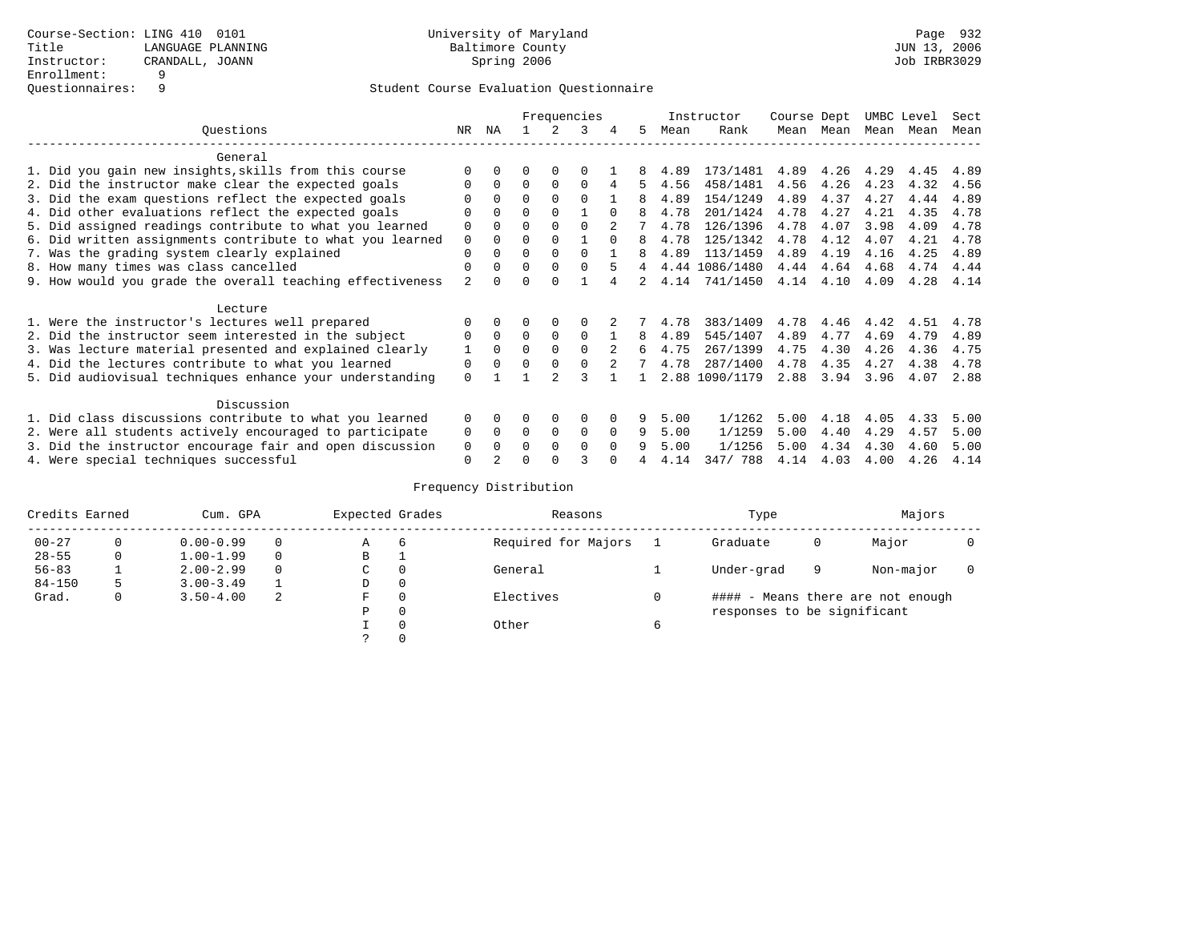Course-Section: LING 410 0101
Title: LANGUAGE PLANNING
Instructor: CRANDALL, JOANN
Enrollment: 9
Questionnaires: 9

University of Maryland
Baltimore County
Spring 2006

Student Course Evaluation Questionnaire

| Questions | NR | NA | 1 | 2 | 3 | 4 | 5 | Instructor Mean | Instructor Rank | Course Mean | Dept Mean | UMBC Mean | Level Mean | Sect Mean |
|---|---|---|---|---|---|---|---|---|---|---|---|---|---|---|
| **General** | | | | | | | | | | | | | | |
| 1. Did you gain new insights,skills from this course | 0 | 0 | 0 | 0 | 0 | 1 | 8 | 4.89 | 173/1481 | 4.89 | 4.26 | 4.29 | 4.45 | 4.89 |
| 2. Did the instructor make clear the expected goals | 0 | 0 | 0 | 0 | 0 | 4 | 5 | 4.56 | 458/1481 | 4.56 | 4.26 | 4.23 | 4.32 | 4.56 |
| 3. Did the exam questions reflect the expected goals | 0 | 0 | 0 | 0 | 0 | 1 | 8 | 4.89 | 154/1249 | 4.89 | 4.37 | 4.27 | 4.44 | 4.89 |
| 4. Did other evaluations reflect the expected goals | 0 | 0 | 0 | 0 | 1 | 0 | 8 | 4.78 | 201/1424 | 4.78 | 4.27 | 4.21 | 4.35 | 4.78 |
| 5. Did assigned readings contribute to what you learned | 0 | 0 | 0 | 0 | 0 | 2 | 7 | 4.78 | 126/1396 | 4.78 | 4.07 | 3.98 | 4.09 | 4.78 |
| 6. Did written assignments contribute to what you learned | 0 | 0 | 0 | 0 | 1 | 0 | 8 | 4.78 | 125/1342 | 4.78 | 4.12 | 4.07 | 4.21 | 4.78 |
| 7. Was the grading system clearly explained | 0 | 0 | 0 | 0 | 0 | 1 | 8 | 4.89 | 113/1459 | 4.89 | 4.19 | 4.16 | 4.25 | 4.89 |
| 8. How many times was class cancelled | 0 | 0 | 0 | 0 | 0 | 5 | 4 | 4.44 | 1086/1480 | 4.44 | 4.64 | 4.68 | 4.74 | 4.44 |
| 9. How would you grade the overall teaching effectiveness | 2 | 0 | 0 | 0 | 1 | 4 | 2 | 4.14 | 741/1450 | 4.14 | 4.10 | 4.09 | 4.28 | 4.14 |
| **Lecture** | | | | | | | | | | | | | | |
| 1. Were the instructor's lectures well prepared | 0 | 0 | 0 | 0 | 0 | 2 | 7 | 4.78 | 383/1409 | 4.78 | 4.46 | 4.42 | 4.51 | 4.78 |
| 2. Did the instructor seem interested in the subject | 0 | 0 | 0 | 0 | 0 | 1 | 8 | 4.89 | 545/1407 | 4.89 | 4.77 | 4.69 | 4.79 | 4.89 |
| 3. Was lecture material presented and explained clearly | 1 | 0 | 0 | 0 | 0 | 2 | 6 | 4.75 | 267/1399 | 4.75 | 4.30 | 4.26 | 4.36 | 4.75 |
| 4. Did the lectures contribute to what you learned | 0 | 0 | 0 | 0 | 0 | 2 | 7 | 4.78 | 287/1400 | 4.78 | 4.35 | 4.27 | 4.38 | 4.78 |
| 5. Did audiovisual techniques enhance your understanding | 0 | 1 | 1 | 2 | 3 | 1 | 1 | 2.88 | 1090/1179 | 2.88 | 3.94 | 3.96 | 4.07 | 2.88 |
| **Discussion** | | | | | | | | | | | | | | |
| 1. Did class discussions contribute to what you learned | 0 | 0 | 0 | 0 | 0 | 0 | 9 | 5.00 | 1/1262 | 5.00 | 4.18 | 4.05 | 4.33 | 5.00 |
| 2. Were all students actively encouraged to participate | 0 | 0 | 0 | 0 | 0 | 0 | 9 | 5.00 | 1/1259 | 5.00 | 4.40 | 4.29 | 4.57 | 5.00 |
| 3. Did the instructor encourage fair and open discussion | 0 | 0 | 0 | 0 | 0 | 0 | 9 | 5.00 | 1/1256 | 5.00 | 4.34 | 4.30 | 4.60 | 5.00 |
| 4. Were special techniques successful | 0 | 2 | 0 | 0 | 3 | 0 | 4 | 4.14 | 347/ 788 | 4.14 | 4.03 | 4.00 | 4.26 | 4.14 |

Frequency Distribution

| Credits Earned | | Cum. GPA | | Expected Grades | | Reasons | | Type | | Majors | |
|---|---|---|---|---|---|---|---|---|---|---|---|
| 00-27 | 0 | 0.00-0.99 | 0 | A | 6 | Required for Majors | 1 | Graduate | 0 | Major | 0 |
| 28-55 | 0 | 1.00-1.99 | 0 | B | 1 | | | | | | |
| 56-83 | 1 | 2.00-2.99 | 0 | C | 0 | General | 1 | Under-grad | 9 | Non-major | 0 |
| 84-150 | 5 | 3.00-3.49 | 1 | D | 0 | | | | | | |
| Grad. | 0 | 3.50-4.00 | 2 | F | 0 | Electives | 0 | #### - Means there are not enough responses to be significant | | | |
| | | | | P | 0 | | | | | | |
| | | | | I | 0 | Other | 6 | | | | |
| | | | | ? | 0 | | | | | | |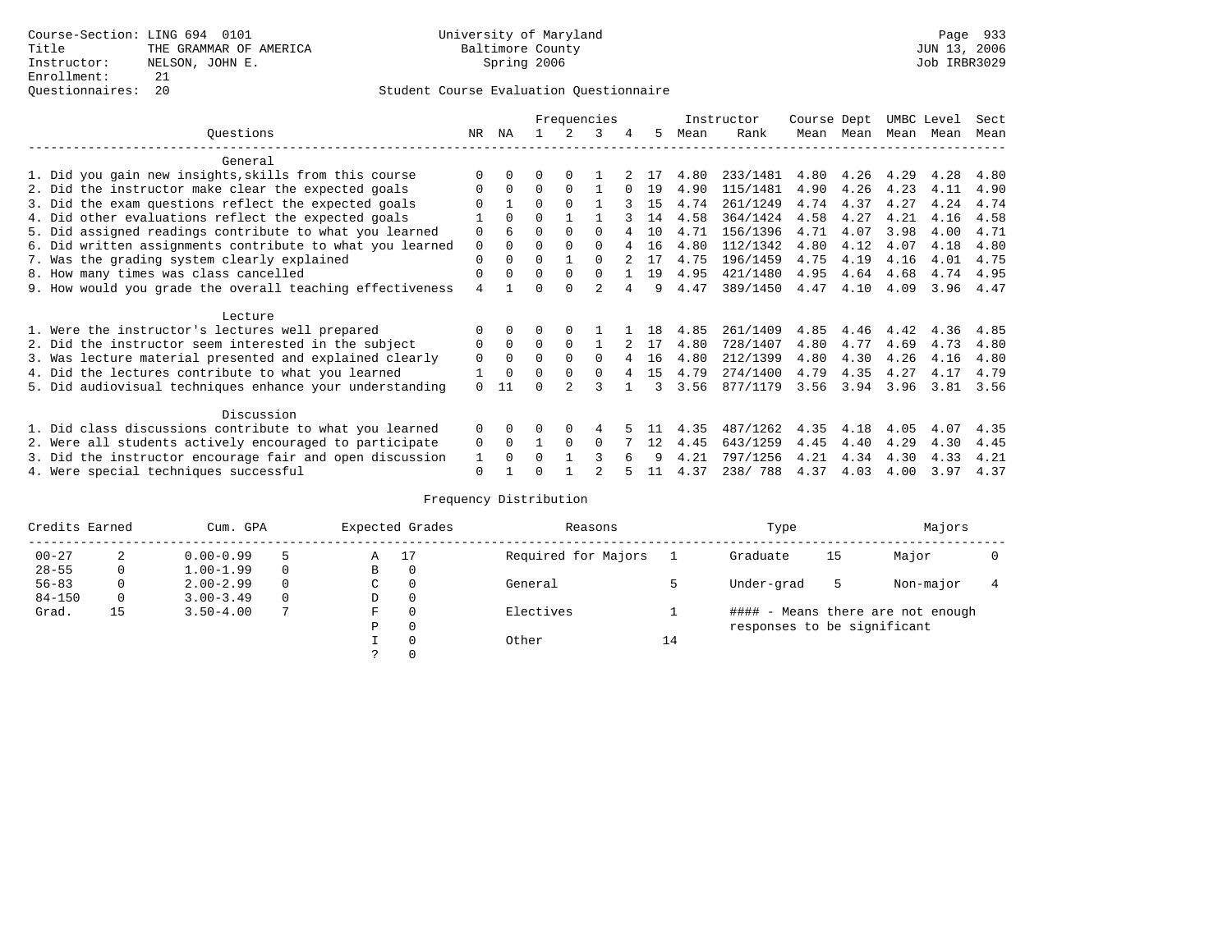Course-Section: LING 694 0101
Title: THE GRAMMAR OF AMERICA
Instructor: NELSON, JOHN E.
Enrollment: 21
Questionnaires: 20

University of Maryland
Baltimore County
Spring 2006

JUN 13, 2006
Job IRBR3029

## Student Course Evaluation Questionnaire

| Questions | NR | NA | 1 | 2 | 3 | 4 | 5 | Instructor Mean | Instructor Rank | Course Mean | Dept Mean | UMBC Mean | Level Mean | Sect Mean |
|---|---|---|---|---|---|---|---|---|---|---|---|---|---|---|
| **General** | | | | | | | | | | | | | | |
| 1. Did you gain new insights,skills from this course | 0 | 0 | 0 | 0 | 1 | 2 | 17 | 4.80 | 233/1481 | 4.80 | 4.26 | 4.29 | 4.28 | 4.80 |
| 2. Did the instructor make clear the expected goals | 0 | 0 | 0 | 0 | 1 | 0 | 19 | 4.90 | 115/1481 | 4.90 | 4.26 | 4.23 | 4.11 | 4.90 |
| 3. Did the exam questions reflect the expected goals | 0 | 1 | 0 | 0 | 1 | 3 | 15 | 4.74 | 261/1249 | 4.74 | 4.37 | 4.27 | 4.24 | 4.74 |
| 4. Did other evaluations reflect the expected goals | 1 | 0 | 0 | 1 | 1 | 3 | 14 | 4.58 | 364/1424 | 4.58 | 4.27 | 4.21 | 4.16 | 4.58 |
| 5. Did assigned readings contribute to what you learned | 0 | 6 | 0 | 0 | 0 | 4 | 10 | 4.71 | 156/1396 | 4.71 | 4.07 | 3.98 | 4.00 | 4.71 |
| 6. Did written assignments contribute to what you learned | 0 | 0 | 0 | 0 | 0 | 4 | 16 | 4.80 | 112/1342 | 4.80 | 4.12 | 4.07 | 4.18 | 4.80 |
| 7. Was the grading system clearly explained | 0 | 0 | 0 | 1 | 0 | 2 | 17 | 4.75 | 196/1459 | 4.75 | 4.19 | 4.16 | 4.01 | 4.75 |
| 8. How many times was class cancelled | 0 | 0 | 0 | 0 | 0 | 1 | 19 | 4.95 | 421/1480 | 4.95 | 4.64 | 4.68 | 4.74 | 4.95 |
| 9. How would you grade the overall teaching effectiveness | 4 | 1 | 0 | 0 | 2 | 4 | 9 | 4.47 | 389/1450 | 4.47 | 4.10 | 4.09 | 3.96 | 4.47 |
| **Lecture** | | | | | | | | | | | | | | |
| 1. Were the instructor's lectures well prepared | 0 | 0 | 0 | 0 | 1 | 1 | 18 | 4.85 | 261/1409 | 4.85 | 4.46 | 4.42 | 4.36 | 4.85 |
| 2. Did the instructor seem interested in the subject | 0 | 0 | 0 | 0 | 1 | 2 | 17 | 4.80 | 728/1407 | 4.80 | 4.77 | 4.69 | 4.73 | 4.80 |
| 3. Was lecture material presented and explained clearly | 0 | 0 | 0 | 0 | 0 | 4 | 16 | 4.80 | 212/1399 | 4.80 | 4.30 | 4.26 | 4.16 | 4.80 |
| 4. Did the lectures contribute to what you learned | 1 | 0 | 0 | 0 | 0 | 4 | 15 | 4.79 | 274/1400 | 4.79 | 4.35 | 4.27 | 4.17 | 4.79 |
| 5. Did audiovisual techniques enhance your understanding | 0 | 11 | 0 | 2 | 3 | 1 | 3 | 3.56 | 877/1179 | 3.56 | 3.94 | 3.96 | 3.81 | 3.56 |
| **Discussion** | | | | | | | | | | | | | | |
| 1. Did class discussions contribute to what you learned | 0 | 0 | 0 | 0 | 4 | 5 | 11 | 4.35 | 487/1262 | 4.35 | 4.18 | 4.05 | 4.07 | 4.35 |
| 2. Were all students actively encouraged to participate | 0 | 0 | 1 | 0 | 0 | 7 | 12 | 4.45 | 643/1259 | 4.45 | 4.40 | 4.29 | 4.30 | 4.45 |
| 3. Did the instructor encourage fair and open discussion | 1 | 0 | 0 | 1 | 3 | 6 | 9 | 4.21 | 797/1256 | 4.21 | 4.34 | 4.30 | 4.33 | 4.21 |
| 4. Were special techniques successful | 0 | 1 | 0 | 1 | 2 | 5 | 11 | 4.37 | 238/ 788 | 4.37 | 4.03 | 4.00 | 3.97 | 4.37 |

### Frequency Distribution

| Credits Earned | | Cum. GPA | | Expected Grades | | Reasons | | Type | | Majors | |
|---|---|---|---|---|---|---|---|---|---|---|---|
| 00-27 | 2 | 0.00-0.99 | 5 | A | 17 | Required for Majors | 1 | Graduate | 15 | Major | 0 |
| 28-55 | 0 | 1.00-1.99 | 0 | B | 0 | | | | | | |
| 56-83 | 0 | 2.00-2.99 | 0 | C | 0 | General | 5 | Under-grad | 5 | Non-major | 4 |
| 84-150 | 0 | 3.00-3.49 | 0 | D | 0 | | | | | | |
| Grad. | 15 | 3.50-4.00 | 7 | F | 0 | Electives | 1 | | | | |
| | | | | P | 0 | | | | | | |
| | | | | I | 0 | Other | 14 | | | | |
| | | | | ? | 0 | | | | | | |

#### - Means there are not enough responses to be significant